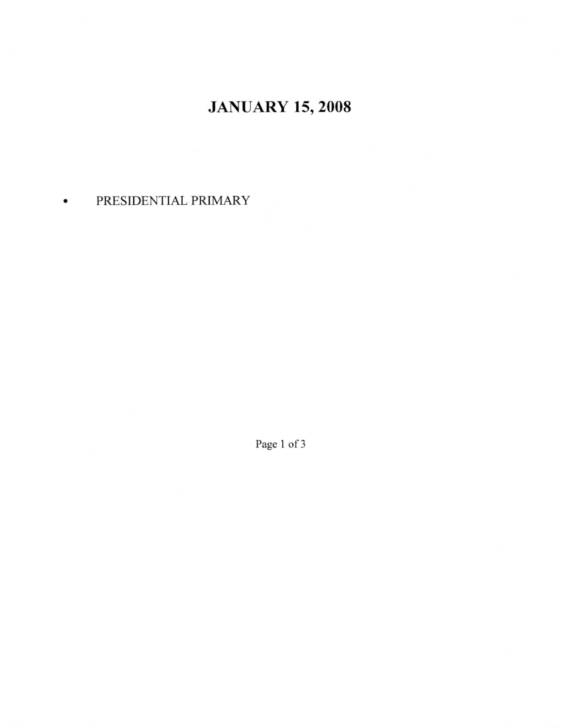# JANUARY 15, 2008

- PRESIDENTIAL PRIMARY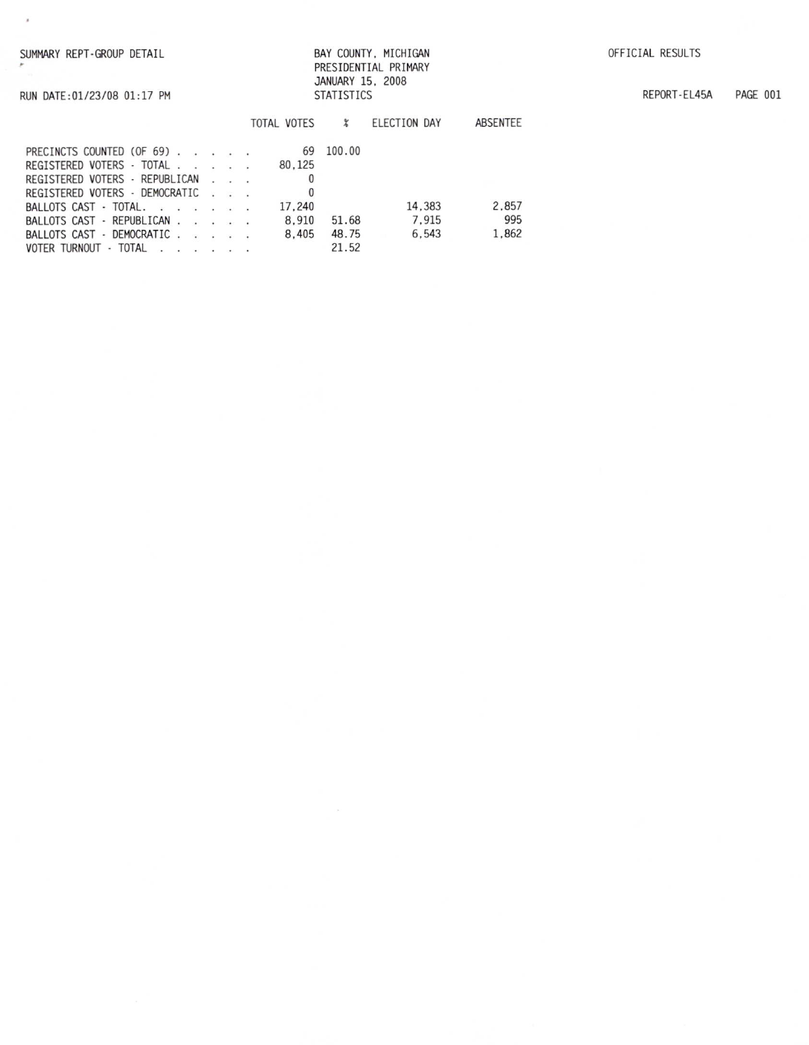SUMMARY REPT-GROUP DETAIL

BAY COUNTY, MICHIGAN
PRESIDENTIAL PRIMARY
JANUARY 15, 2008
STATISTICS

OFFICIAL RESULTS

RUN DATE:01/23/08 01:17 PM

REPORT-EL45A

| | TOTAL VOTES | % | ELECTION DAY | ABSENTEE |
|---|---|---|---|---|
| PRECINCTS COUNTED (OF 69) . . . . . | 69 | 100.00 | | |
| REGISTERED VOTERS - TOTAL . . . . . | 80,125 | | | |
| REGISTERED VOTERS - REPUBLICAN . . . | 0 | | | |
| REGISTERED VOTERS - DEMOCRATIC . . . | 0 | | | |
| BALLOTS CAST - TOTAL. . . . . . . | 17,240 | | 14,383 | 2,857 |
| BALLOTS CAST - REPUBLICAN . . . . . | 8,910 | 51.68 | 7,915 | 995 |
| BALLOTS CAST - DEMOCRATIC . . . . . | 8,405 | 48.75 | 6,543 | 1,862 |
| VOTER TURNOUT - TOTAL . . . . . . | | 21.52 | | |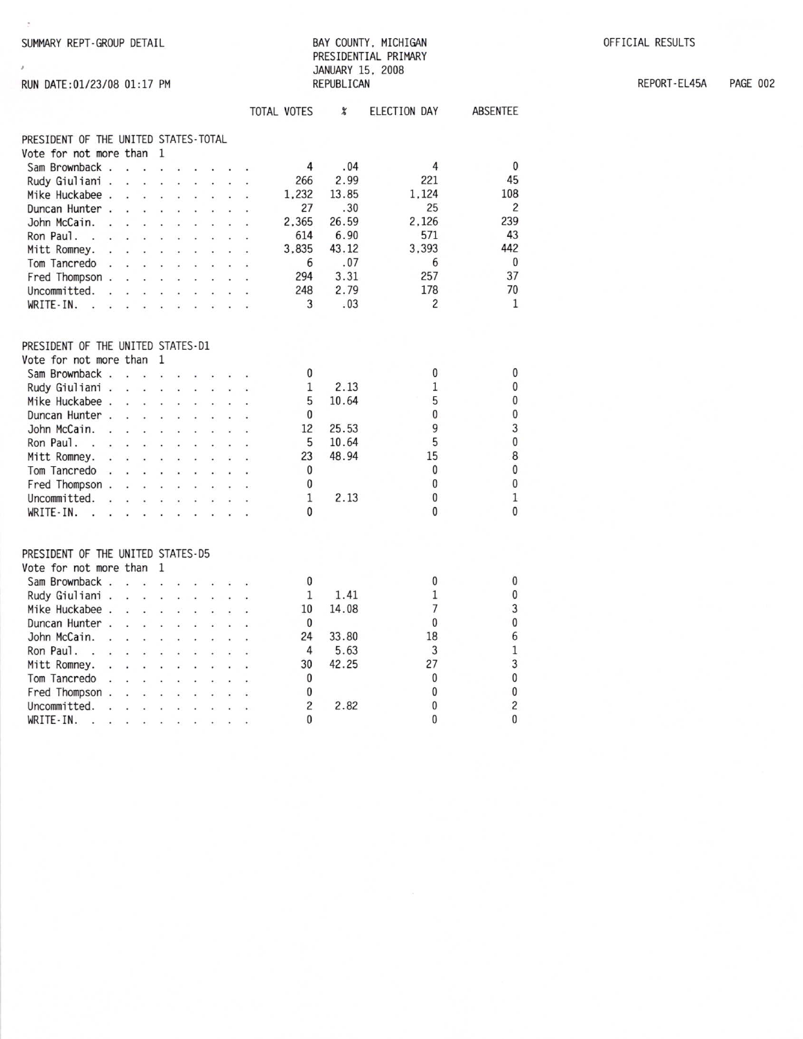SUMMARY REPT-GROUP DETAIL

RUN DATE:01/23/08 01:17 PM

BAY COUNTY, MICHIGAN
PRESIDENTIAL PRIMARY
JANUARY 15, 2008
REPUBLICAN

OFFICIAL RESULTS

REPORT-EL45A PAGE 002

### PRESIDENT OF THE UNITED STATES-TOTAL

Vote for not more than 1

| | TOTAL VOTES | % | ELECTION DAY | ABSENTEE |
|---|---|---|---|---|
| Sam Brownback | 4 | .04 | 4 | 0 |
| Rudy Giuliani | 266 | 2.99 | 221 | 45 |
| Mike Huckabee | 1,232 | 13.85 | 1,124 | 108 |
| Duncan Hunter | 27 | .30 | 25 | 2 |
| John McCain | 2,365 | 26.59 | 2,126 | 239 |
| Ron Paul | 614 | 6.90 | 571 | 43 |
| Mitt Romney | 3,835 | 43.12 | 3,393 | 442 |
| Tom Tancredo | 6 | .07 | 6 | 0 |
| Fred Thompson | 294 | 3.31 | 257 | 37 |
| Uncommitted | 248 | 2.79 | 178 | 70 |
| WRITE-IN | 3 | .03 | 2 | 1 |

### PRESIDENT OF THE UNITED STATES-D1

Vote for not more than 1

| | TOTAL VOTES | % | ELECTION DAY | ABSENTEE |
|---|---|---|---|---|
| Sam Brownback | 0 | | 0 | 0 |
| Rudy Giuliani | 1 | 2.13 | 1 | 0 |
| Mike Huckabee | 5 | 10.64 | 5 | 0 |
| Duncan Hunter | 0 | | 0 | 0 |
| John McCain | 12 | 25.53 | 9 | 3 |
| Ron Paul | 5 | 10.64 | 5 | 0 |
| Mitt Romney | 23 | 48.94 | 15 | 8 |
| Tom Tancredo | 0 | | 0 | 0 |
| Fred Thompson | 0 | | 0 | 0 |
| Uncommitted | 1 | 2.13 | 0 | 1 |
| WRITE-IN | 0 | | 0 | 0 |

### PRESIDENT OF THE UNITED STATES-D5

Vote for not more than 1

| | TOTAL VOTES | % | ELECTION DAY | ABSENTEE |
|---|---|---|---|---|
| Sam Brownback | 0 | | 0 | 0 |
| Rudy Giuliani | 1 | 1.41 | 1 | 0 |
| Mike Huckabee | 10 | 14.08 | 7 | 3 |
| Duncan Hunter | 0 | | 0 | 0 |
| John McCain | 24 | 33.80 | 18 | 6 |
| Ron Paul | 4 | 5.63 | 3 | 1 |
| Mitt Romney | 30 | 42.25 | 27 | 3 |
| Tom Tancredo | 0 | | 0 | 0 |
| Fred Thompson | 0 | | 0 | 0 |
| Uncommitted | 2 | 2.82 | 0 | 2 |
| WRITE-IN | 0 | | 0 | 0 |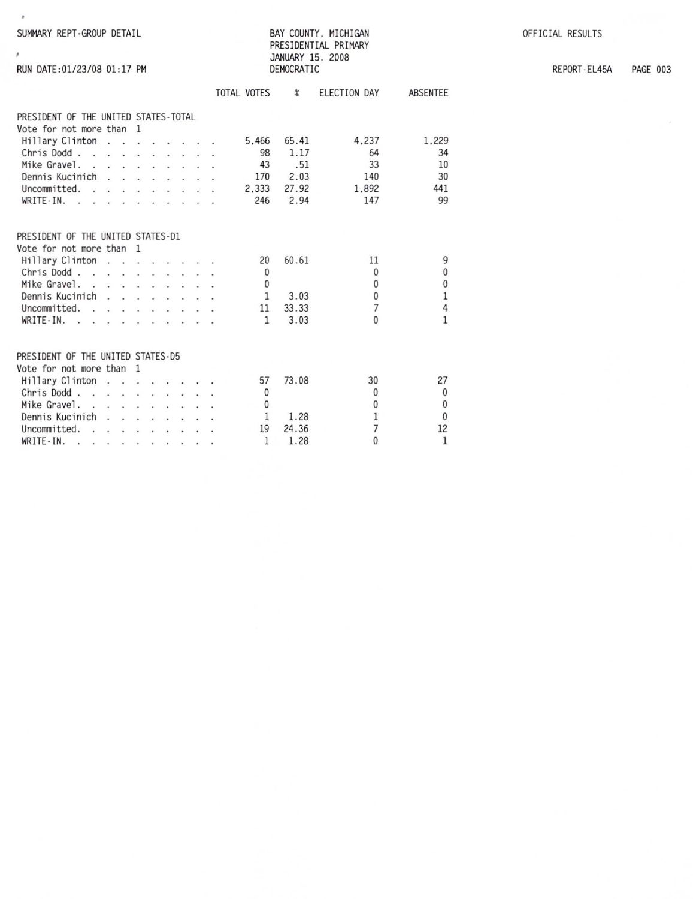SUMMARY REPT-GROUP DETAIL

BAY COUNTY, MICHIGAN
PRESIDENTIAL PRIMARY
JANUARY 15, 2008
DEMOCRATIC

OFFICIAL RESULTS

RUN DATE:01/23/08 01:17 PM

REPORT-EL45A

## PRESIDENT OF THE UNITED STATES-TOTAL

Vote for not more than 1

| | TOTAL VOTES | % | ELECTION DAY | ABSENTEE |
|---|---|---|---|---|
| Hillary Clinton | 5,466 | 65.41 | 4,237 | 1,229 |
| Chris Dodd | 98 | 1.17 | 64 | 34 |
| Mike Gravel | 43 | .51 | 33 | 10 |
| Dennis Kucinich | 170 | 2.03 | 140 | 30 |
| Uncommitted | 2,333 | 27.92 | 1,892 | 441 |
| WRITE-IN | 246 | 2.94 | 147 | 99 |

## PRESIDENT OF THE UNITED STATES-D1

Vote for not more than 1

| | TOTAL VOTES | % | ELECTION DAY | ABSENTEE |
|---|---|---|---|---|
| Hillary Clinton | 20 | 60.61 | 11 | 9 |
| Chris Dodd | 0 | | 0 | 0 |
| Mike Gravel | 0 | | 0 | 0 |
| Dennis Kucinich | 1 | 3.03 | 0 | 1 |
| Uncommitted | 11 | 33.33 | 7 | 4 |
| WRITE-IN | 1 | 3.03 | 0 | 1 |

## PRESIDENT OF THE UNITED STATES-D5

Vote for not more than 1

| | TOTAL VOTES | % | ELECTION DAY | ABSENTEE |
|---|---|---|---|---|
| Hillary Clinton | 57 | 73.08 | 30 | 27 |
| Chris Dodd | 0 | | 0 | 0 |
| Mike Gravel | 0 | | 0 | 0 |
| Dennis Kucinich | 1 | 1.28 | 1 | 0 |
| Uncommitted | 19 | 24.36 | 7 | 12 |
| WRITE-IN | 1 | 1.28 | 0 | 1 |